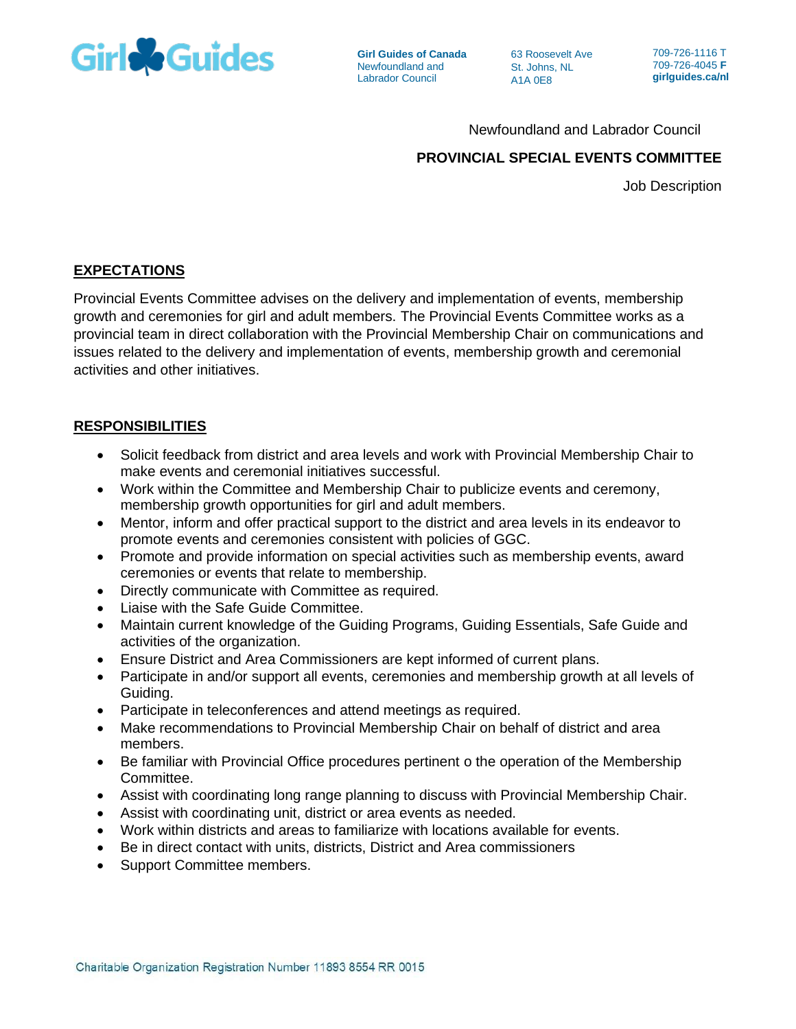Girl Guides of Canada
Newfoundland and Labrador Council

63 Roosevelt Ave
St. Johns, NL
A1A 0E8

709-726-1116 T
709-726-4045 **F**
**girlguides.ca/nl**

Newfoundland and Labrador Council

**PROVINCIAL SPECIAL EVENTS COMMITTEE**

Job Description

## EXPECTATIONS

Provincial Events Committee advises on the delivery and implementation of events, membership growth and ceremonies for girl and adult members. The Provincial Events Committee works as a provincial team in direct collaboration with the Provincial Membership Chair on communications and issues related to the delivery and implementation of events, membership growth and ceremonial activities and other initiatives.

## RESPONSIBILITIES

- Solicit feedback from district and area levels and work with Provincial Membership Chair to make events and ceremonial initiatives successful.
- Work within the Committee and Membership Chair to publicize events and ceremony, membership growth opportunities for girl and adult members.
- Mentor, inform and offer practical support to the district and area levels in its endeavor to promote events and ceremonies consistent with policies of GGC.
- Promote and provide information on special activities such as membership events, award ceremonies or events that relate to membership.
- Directly communicate with Committee as required.
- Liaise with the Safe Guide Committee.
- Maintain current knowledge of the Guiding Programs, Guiding Essentials, Safe Guide and activities of the organization.
- Ensure District and Area Commissioners are kept informed of current plans.
- Participate in and/or support all events, ceremonies and membership growth at all levels of Guiding.
- Participate in teleconferences and attend meetings as required.
- Make recommendations to Provincial Membership Chair on behalf of district and area members.
- Be familiar with Provincial Office procedures pertinent o the operation of the Membership Committee.
- Assist with coordinating long range planning to discuss with Provincial Membership Chair.
- Assist with coordinating unit, district or area events as needed.
- Work within districts and areas to familiarize with locations available for events.
- Be in direct contact with units, districts, District and Area commissioners
- Support Committee members.

Charitable Organization Registration Number 11893 8554 RR 0015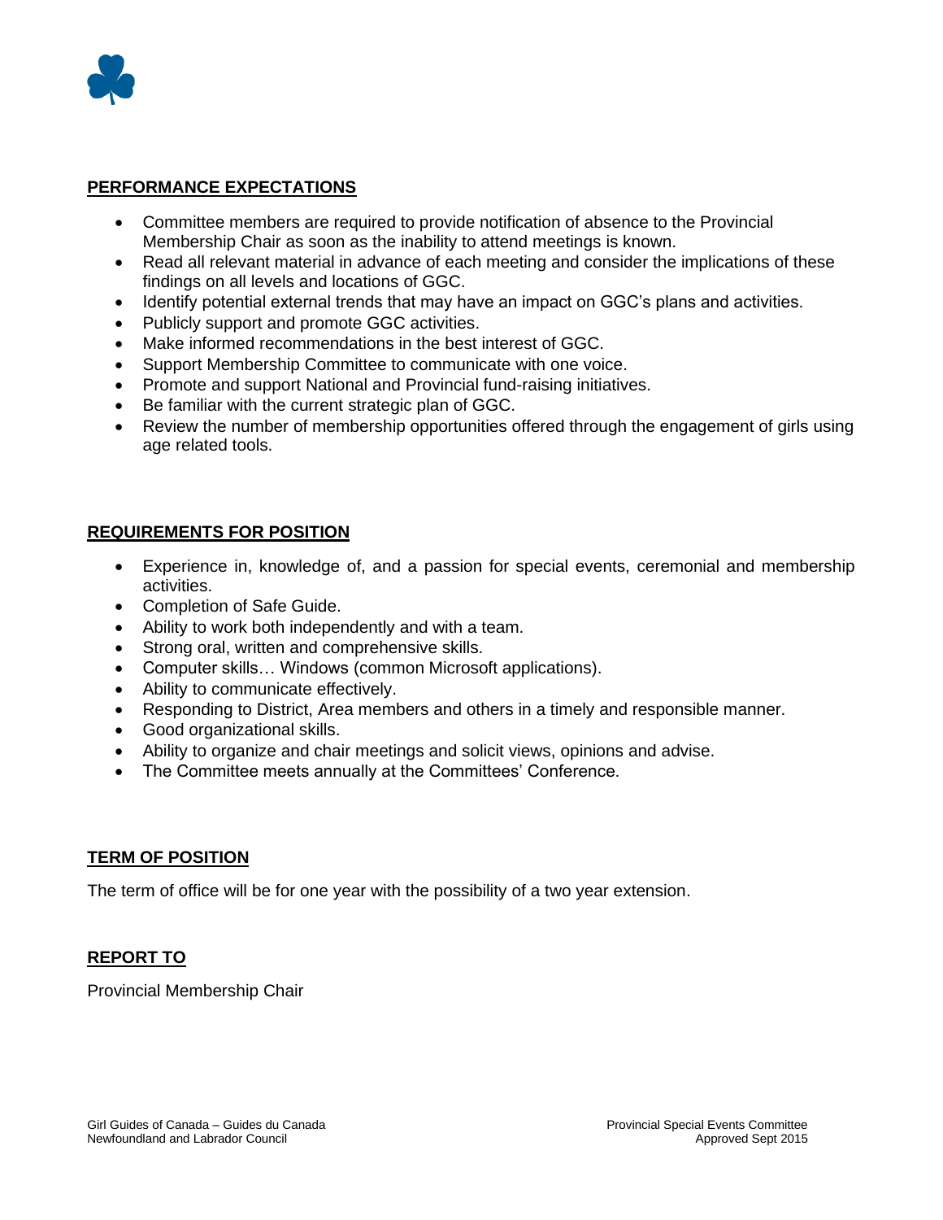## PERFORMANCE EXPECTATIONS

- Committee members are required to provide notification of absence to the Provincial Membership Chair as soon as the inability to attend meetings is known.
- Read all relevant material in advance of each meeting and consider the implications of these findings on all levels and locations of GGC.
- Identify potential external trends that may have an impact on GGC's plans and activities.
- Publicly support and promote GGC activities.
- Make informed recommendations in the best interest of GGC.
- Support Membership Committee to communicate with one voice.
- Promote and support National and Provincial fund-raising initiatives.
- Be familiar with the current strategic plan of GGC.
- Review the number of membership opportunities offered through the engagement of girls using age related tools.

## REQUIREMENTS FOR POSITION

- Experience in, knowledge of, and a passion for special events, ceremonial and membership activities.
- Completion of Safe Guide.
- Ability to work both independently and with a team.
- Strong oral, written and comprehensive skills.
- Computer skills… Windows (common Microsoft applications).
- Ability to communicate effectively.
- Responding to District, Area members and others in a timely and responsible manner.
- Good organizational skills.
- Ability to organize and chair meetings and solicit views, opinions and advise.
- The Committee meets annually at the Committees' Conference.

## TERM OF POSITION

The term of office will be for one year with the possibility of a two year extension.

## REPORT TO

Provincial Membership Chair